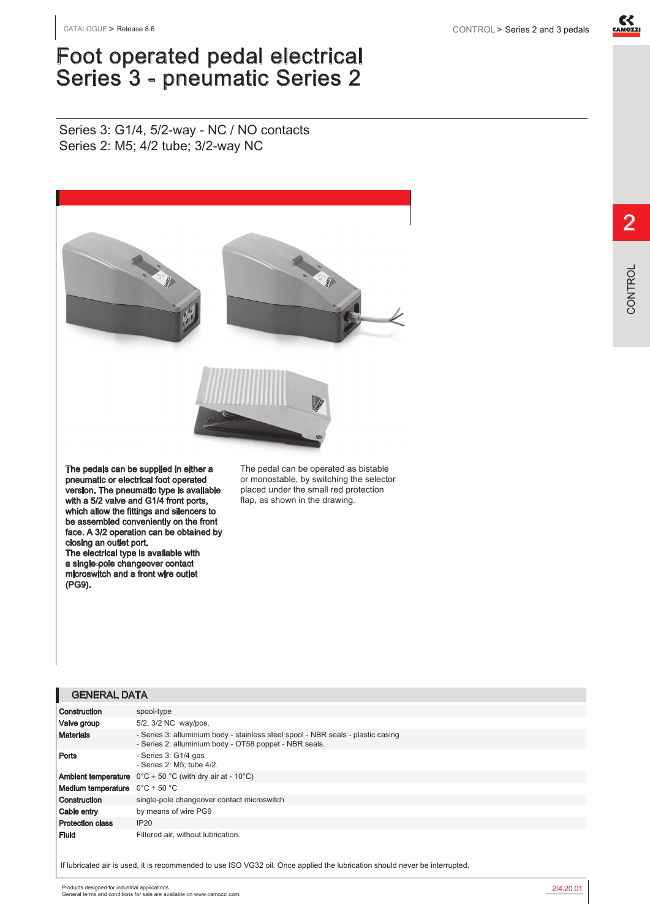# Foot operated pedal electrical Series 3 - pneumatic Series 2

Series 3: G1/4, 5/2-way - NC / NO contacts
Series 2: M5; 4/2 tube; 3/2-way NC

**The pedals can be supplied in either a pneumatic or electrical foot operated version. The pneumatic type is available with a 5/2 valve and G1/4 front ports, which allow the fittings and silencers to be assembled conveniently on the front face. A 3/2 operation can be obtained by closing an outlet port.**
**The electrical type is available with a single-pole changeover contact microswitch and a front wire outlet (PG9).**

The pedal can be operated as bistable or monostable, by switching the selector placed under the small red protection flap, as shown in the drawing.

## GENERAL DATA

| | |
|---|---|
| **Construction** | spool-type |
| **Valve group** | 5/2, 3/2 NC way/pos. |
| **Materials** | - Series 3: alluminium body - stainless steel spool - NBR seals - plastic casing<br>- Series 2: alluminium body - OT58 poppet - NBR seals. |
| **Ports** | - Series 3: G1/4 gas<br>- Series 2: M5; tube 4/2. |
| **Ambient temperature** | 0°C ÷ 50 °C (with dry air at - 10°C) |
| **Medium temperature** | 0°C ÷ 50 °C |
| **Construction** | single-pole changeover contact microswitch |
| **Cable entry** | by means of wire PG9 |
| **Protection class** | IP20 |
| **Fluid** | Filtered air, without lubrication. |

If lubricated air is used, it is recommended to use ISO VG32 oil. Once applied the lubrication should never be interrupted.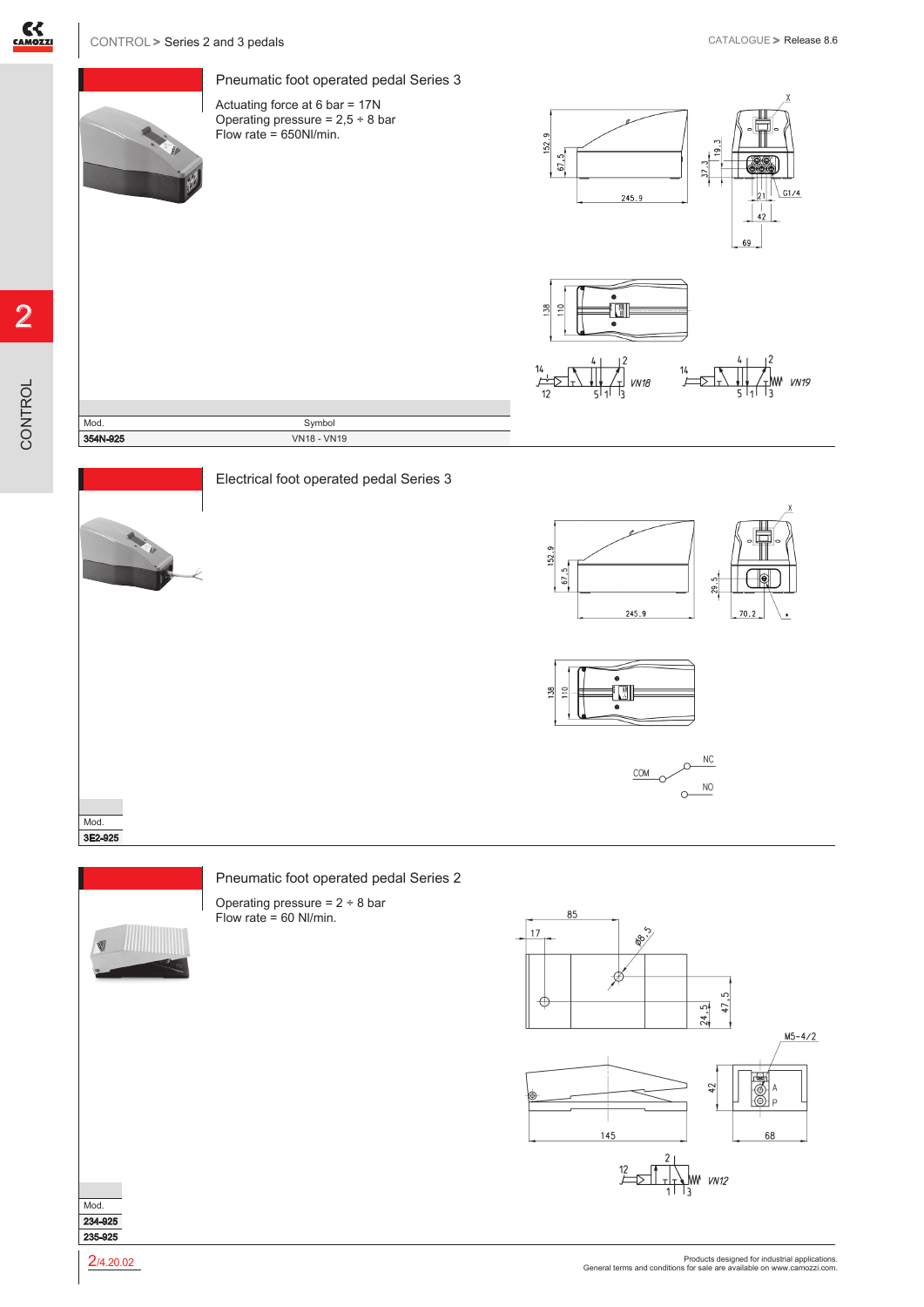CONTROL > Series 2 and 3 pedals

## Pneumatic foot operated pedal Series 3

Actuating force at 6 bar = 17N
Operating pressure = 2,5 ÷ 8 bar
Flow rate = 650Nl/min.

152.9
67.5
245.9
37.3
19.3
21
42
69
G1/4
X
138
110

14
12
4
2
5
1
3
VN18
VN19

| Mod. | Symbol |
| --- | --- |
| 354N-925 | VN18 - VN19 |

## Electrical foot operated pedal Series 3

152.9
67.5
245.9
29.5
70.2
X
138
110

COM
NC
NO

| Mod. |
| --- |
| 3E2-925 |

## Pneumatic foot operated pedal Series 2

Operating pressure = 2 ÷ 8 bar
Flow rate = 60 Nl/min.

85
17
Ø8.5
24.5
47.5
M5-4/2
A
P
42
145
68

12
2
1
3
VN12

| Mod. |
| --- |
| 234-925 |
| 235-925 |

Products designed for industrial applications.
General terms and conditions for sale are available on www.camozzi.com.